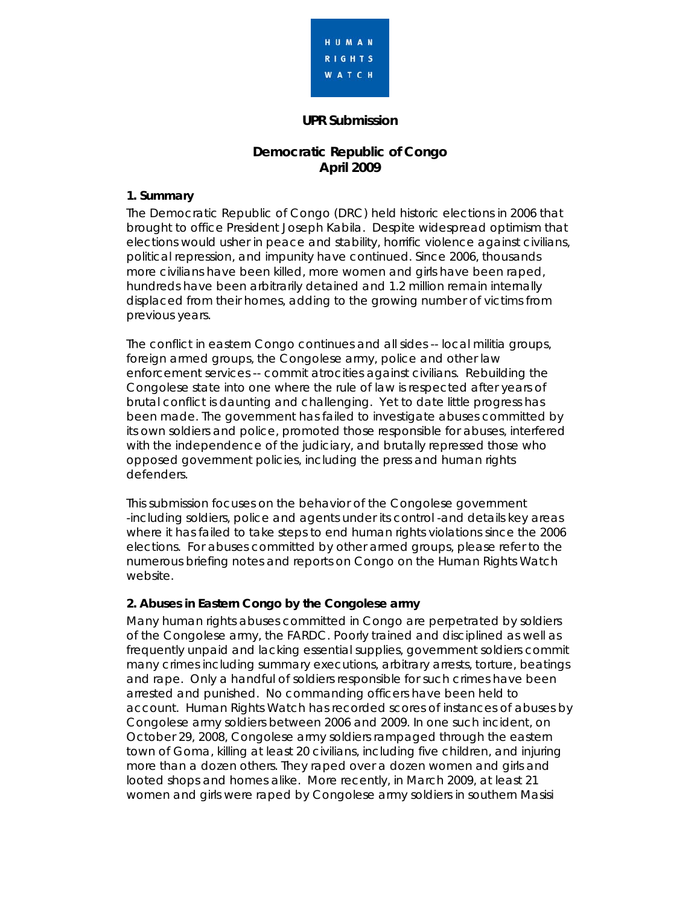HUMAN RIGHTS WATCH

**UPR Submission**

**Democratic Republic of Congo**
**April 2009**

### 1. Summary

The Democratic Republic of Congo (DRC) held historic elections in 2006 that brought to office President Joseph Kabila. Despite widespread optimism that elections would usher in peace and stability, horrific violence against civilians, political repression, and impunity have continued. Since 2006, thousands more civilians have been killed, more women and girls have been raped, hundreds have been arbitrarily detained and 1.2 million remain internally displaced from their homes, adding to the growing number of victims from previous years.

The conflict in eastern Congo continues and all sides -- local militia groups, foreign armed groups, the Congolese army, police and other law enforcement services -- commit atrocities against civilians. Rebuilding the Congolese state into one where the rule of law is respected after years of brutal conflict is daunting and challenging. Yet to date little progress has been made. The government has failed to investigate abuses committed by its own soldiers and police, promoted those responsible for abuses, interfered with the independence of the judiciary, and brutally repressed those who opposed government policies, including the press and human rights defenders.

This submission focuses on the behavior of the Congolese government -including soldiers, police and agents under its control -and details key areas where it has failed to take steps to end human rights violations since the 2006 elections. For abuses committed by other armed groups, please refer to the numerous briefing notes and reports on Congo on the Human Rights Watch website.

### 2. Abuses in Eastern Congo by the Congolese army

Many human rights abuses committed in Congo are perpetrated by soldiers of the Congolese army, the FARDC. Poorly trained and disciplined as well as frequently unpaid and lacking essential supplies, government soldiers commit many crimes including summary executions, arbitrary arrests, torture, beatings and rape. Only a handful of soldiers responsible for such crimes have been arrested and punished. No commanding officers have been held to account. Human Rights Watch has recorded scores of instances of abuses by Congolese army soldiers between 2006 and 2009. In one such incident, on October 29, 2008, Congolese army soldiers rampaged through the eastern town of Goma, killing at least 20 civilians, including five children, and injuring more than a dozen others. They raped over a dozen women and girls and looted shops and homes alike. More recently, in March 2009, at least 21 women and girls were raped by Congolese army soldiers in southern Masisi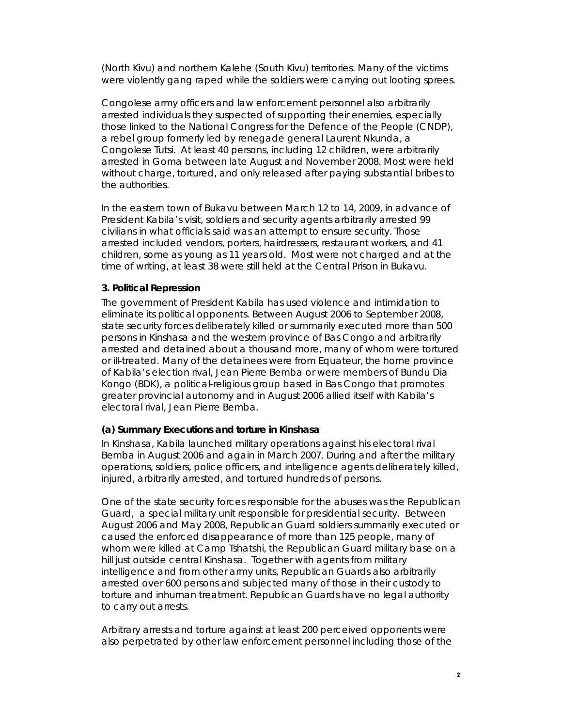(North Kivu) and northern Kalehe (South Kivu) territories. Many of the victims were violently gang raped while the soldiers were carrying out looting sprees.

Congolese army officers and law enforcement personnel also arbitrarily arrested individuals they suspected of supporting their enemies, especially those linked to the National Congress for the Defence of the People (CNDP), a rebel group formerly led by renegade general Laurent Nkunda, a Congolese Tutsi. At least 40 persons, including 12 children, were arbitrarily arrested in Goma between late August and November 2008. Most were held without charge, tortured, and only released after paying substantial bribes to the authorities.

In the eastern town of Bukavu between March 12 to 14, 2009, in advance of President Kabila's visit, soldiers and security agents arbitrarily arrested 99 civilians in what officials said was an attempt to ensure security. Those arrested included vendors, porters, hairdressers, restaurant workers, and 41 children, some as young as 11 years old. Most were not charged and at the time of writing, at least 38 were still held at the Central Prison in Bukavu.

### 3. Political Repression

The government of President Kabila has used violence and intimidation to eliminate its political opponents. Between August 2006 to September 2008, state security forces deliberately killed or summarily executed more than 500 persons in Kinshasa and the western province of Bas Congo and arbitrarily arrested and detained about a thousand more, many of whom were tortured or ill-treated. Many of the detainees were from Equateur, the home province of Kabila's election rival, Jean Pierre Bemba or were members of Bundu Dia Kongo (BDK), a political-religious group based in Bas Congo that promotes greater provincial autonomy and in August 2006 allied itself with Kabila's electoral rival, Jean Pierre Bemba.

#### (a) Summary Executions and torture in Kinshasa

In Kinshasa, Kabila launched military operations against his electoral rival Bemba in August 2006 and again in March 2007. During and after the military operations, soldiers, police officers, and intelligence agents deliberately killed, injured, arbitrarily arrested, and tortured hundreds of persons.

One of the state security forces responsible for the abuses was the Republican Guard, a special military unit responsible for presidential security. Between August 2006 and May 2008, Republican Guard soldiers summarily executed or caused the enforced disappearance of more than 125 people, many of whom were killed at Camp Tshatshi, the Republican Guard military base on a hill just outside central Kinshasa. Together with agents from military intelligence and from other army units, Republican Guards also arbitrarily arrested over 600 persons and subjected many of those in their custody to torture and inhuman treatment. Republican Guards have no legal authority to carry out arrests.

Arbitrary arrests and torture against at least 200 perceived opponents were also perpetrated by other law enforcement personnel including those of the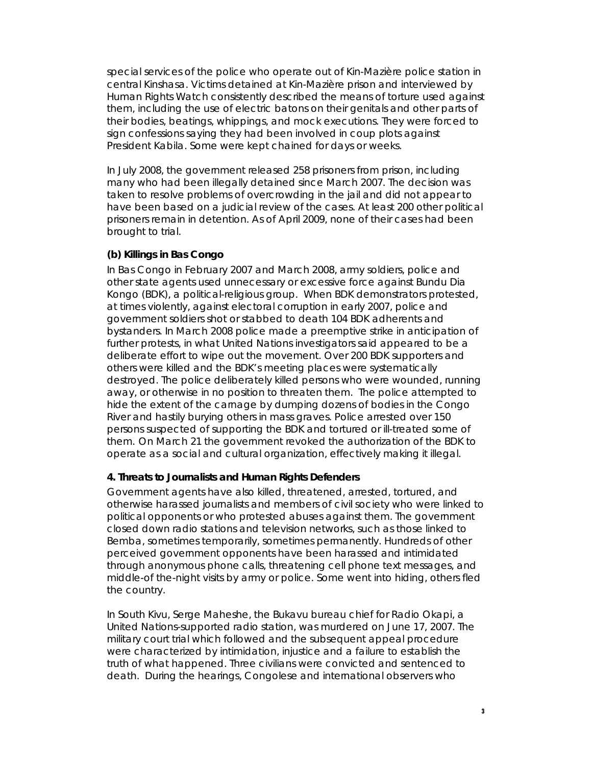special services of the police who operate out of Kin-Mazière police station in central Kinshasa. Victims detained at Kin-Mazière prison and interviewed by Human Rights Watch consistently described the means of torture used against them, including the use of electric batons on their genitals and other parts of their bodies, beatings, whippings, and mock executions. They were forced to sign confessions saying they had been involved in coup plots against President Kabila. Some were kept chained for days or weeks.

In July 2008, the government released 258 prisoners from prison, including many who had been illegally detained since March 2007. The decision was taken to resolve problems of overcrowding in the jail and did not appear to have been based on a judicial review of the cases. At least 200 other political prisoners remain in detention. As of April 2009, none of their cases had been brought to trial.

**(b) Killings in Bas Congo**

In Bas Congo in February 2007 and March 2008, army soldiers, police and other state agents used unnecessary or excessive force against Bundu Dia Kongo (BDK), a political-religious group. When BDK demonstrators protested, at times violently, against electoral corruption in early 2007, police and government soldiers shot or stabbed to death 104 BDK adherents and bystanders. In March 2008 police made a preemptive strike in anticipation of further protests, in what United Nations investigators said appeared to be a deliberate effort to wipe out the movement. Over 200 BDK supporters and others were killed and the BDK's meeting places were systematically destroyed. The police deliberately killed persons who were wounded, running away, or otherwise in no position to threaten them. The police attempted to hide the extent of the carnage by dumping dozens of bodies in the Congo River and hastily burying others in mass graves. Police arrested over 150 persons suspected of supporting the BDK and tortured or ill-treated some of them. On March 21 the government revoked the authorization of the BDK to operate as a social and cultural organization, effectively making it illegal.

**4. Threats to Journalists and Human Rights Defenders**

Government agents have also killed, threatened, arrested, tortured, and otherwise harassed journalists and members of civil society who were linked to political opponents or who protested abuses against them. The government closed down radio stations and television networks, such as those linked to Bemba, sometimes temporarily, sometimes permanently. Hundreds of other perceived government opponents have been harassed and intimidated through anonymous phone calls, threatening cell phone text messages, and middle-of-the-night visits by army or police. Some went into hiding, others fled the country.

In South Kivu, Serge Maheshe, the Bukavu bureau chief for Radio Okapi, a United Nations-supported radio station, was murdered on June 17, 2007. The military court trial which followed and the subsequent appeal procedure were characterized by intimidation, injustice and a failure to establish the truth of what happened. Three civilians were convicted and sentenced to death. During the hearings, Congolese and international observers who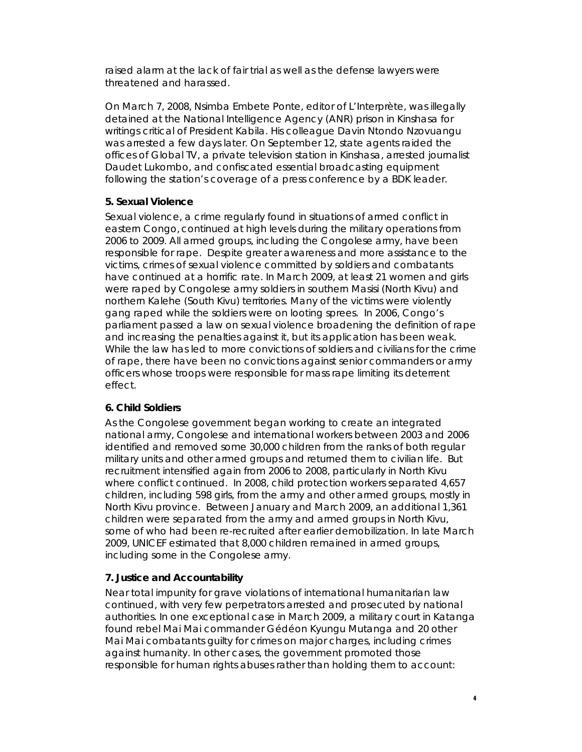raised alarm at the lack of fair trial as well as the defense lawyers were threatened and harassed.

On March 7, 2008, Nsimba Embete Ponte, editor of L'Interprète, was illegally detained at the National Intelligence Agency (ANR) prison in Kinshasa for writings critical of President Kabila. His colleague Davin Ntondo Nzovuangu was arrested a few days later. On September 12, state agents raided the offices of Global TV, a private television station in Kinshasa, arrested journalist Daudet Lukombo, and confiscated essential broadcasting equipment following the station's coverage of a press conference by a BDK leader.

### 5. Sexual Violence

Sexual violence, a crime regularly found in situations of armed conflict in eastern Congo, continued at high levels during the military operations from 2006 to 2009. All armed groups, including the Congolese army, have been responsible for rape. Despite greater awareness and more assistance to the victims, crimes of sexual violence committed by soldiers and combatants have continued at a horrific rate. In March 2009, at least 21 women and girls were raped by Congolese army soldiers in southern Masisi (North Kivu) and northern Kalehe (South Kivu) territories. Many of the victims were violently gang raped while the soldiers were on looting sprees. In 2006, Congo's parliament passed a law on sexual violence broadening the definition of rape and increasing the penalties against it, but its application has been weak. While the law has led to more convictions of soldiers and civilians for the crime of rape, there have been no convictions against senior commanders or army officers whose troops were responsible for mass rape limiting its deterrent effect.

### 6. Child Soldiers

As the Congolese government began working to create an integrated national army, Congolese and international workers between 2003 and 2006 identified and removed some 30,000 children from the ranks of both regular military units and other armed groups and returned them to civilian life. But recruitment intensified again from 2006 to 2008, particularly in North Kivu where conflict continued. In 2008, child protection workers separated 4,657 children, including 598 girls, from the army and other armed groups, mostly in North Kivu province. Between January and March 2009, an additional 1,361 children were separated from the army and armed groups in North Kivu, some of who had been re-recruited after earlier demobilization. In late March 2009, UNICEF estimated that 8,000 children remained in armed groups, including some in the Congolese army.

### 7. Justice and Accountability

Near total impunity for grave violations of international humanitarian law continued, with very few perpetrators arrested and prosecuted by national authorities. In one exceptional case in March 2009, a military court in Katanga found rebel Mai Mai commander Gédéon Kyungu Mutanga and 20 other Mai Mai combatants guilty for crimes on major charges, including crimes against humanity. In other cases, the government promoted those responsible for human rights abuses rather than holding them to account: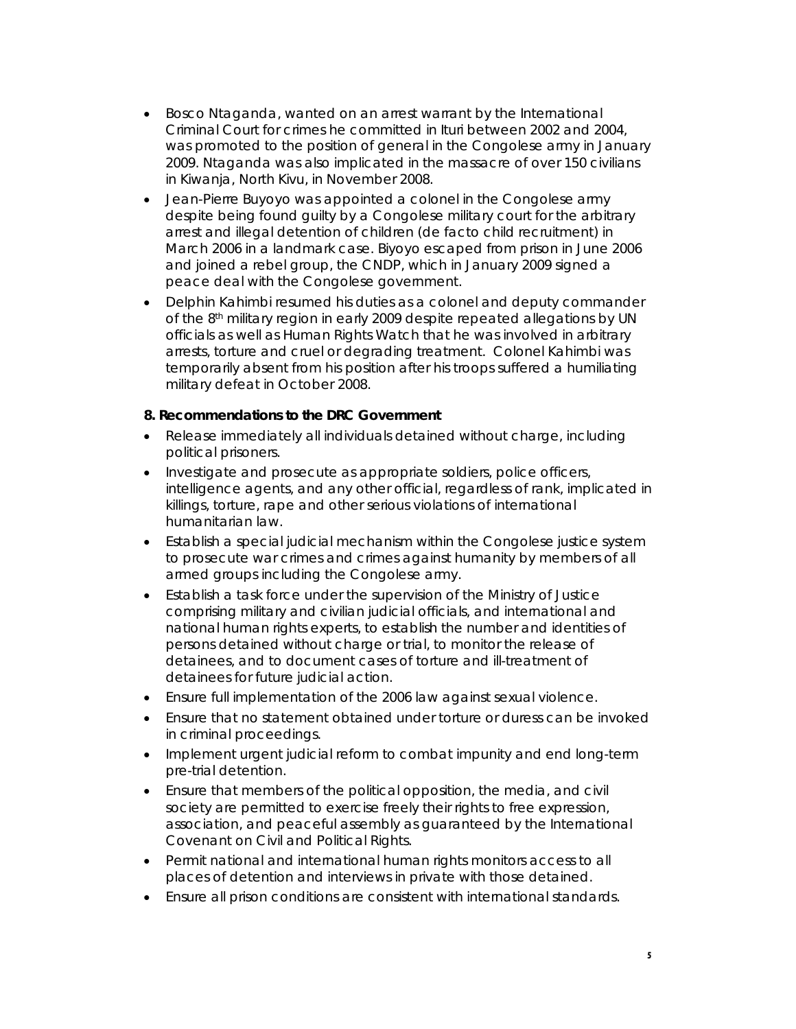- Bosco Ntaganda, wanted on an arrest warrant by the International Criminal Court for crimes he committed in Ituri between 2002 and 2004, was promoted to the position of general in the Congolese army in January 2009. Ntaganda was also implicated in the massacre of over 150 civilians in Kiwanja, North Kivu, in November 2008.
- Jean-Pierre Buyoyo was appointed a colonel in the Congolese army despite being found guilty by a Congolese military court for the arbitrary arrest and illegal detention of children (de facto child recruitment) in March 2006 in a landmark case. Biyoyo escaped from prison in June 2006 and joined a rebel group, the CNDP, which in January 2009 signed a peace deal with the Congolese government.
- Delphin Kahimbi resumed his duties as a colonel and deputy commander of the 8th military region in early 2009 despite repeated allegations by UN officials as well as Human Rights Watch that he was involved in arbitrary arrests, torture and cruel or degrading treatment. Colonel Kahimbi was temporarily absent from his position after his troops suffered a humiliating military defeat in October 2008.

**8. Recommendations to the DRC Government**

- Release immediately all individuals detained without charge, including political prisoners.
- Investigate and prosecute as appropriate soldiers, police officers, intelligence agents, and any other official, regardless of rank, implicated in killings, torture, rape and other serious violations of international humanitarian law.
- Establish a special judicial mechanism within the Congolese justice system to prosecute war crimes and crimes against humanity by members of all armed groups including the Congolese army.
- Establish a task force under the supervision of the Ministry of Justice comprising military and civilian judicial officials, and international and national human rights experts, to establish the number and identities of persons detained without charge or trial, to monitor the release of detainees, and to document cases of torture and ill-treatment of detainees for future judicial action.
- Ensure full implementation of the 2006 law against sexual violence.
- Ensure that no statement obtained under torture or duress can be invoked in criminal proceedings.
- Implement urgent judicial reform to combat impunity and end long-term pre-trial detention.
- Ensure that members of the political opposition, the media, and civil society are permitted to exercise freely their rights to free expression, association, and peaceful assembly as guaranteed by the International Covenant on Civil and Political Rights.
- Permit national and international human rights monitors access to all places of detention and interviews in private with those detained.
- Ensure all prison conditions are consistent with international standards.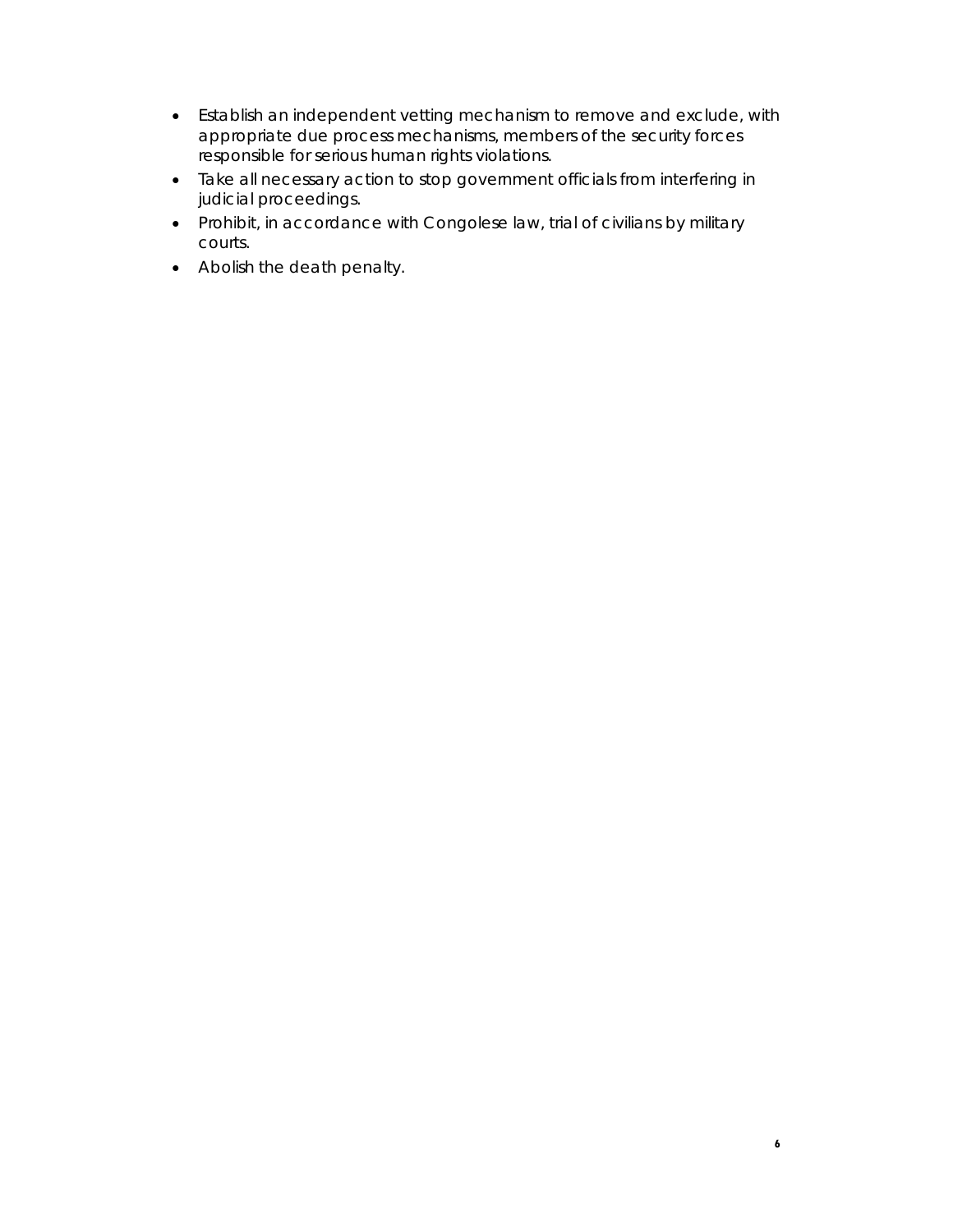- Establish an independent vetting mechanism to remove and exclude, with appropriate due process mechanisms, members of the security forces responsible for serious human rights violations.
- Take all necessary action to stop government officials from interfering in judicial proceedings.
- Prohibit, in accordance with Congolese law, trial of civilians by military courts.
- Abolish the death penalty.